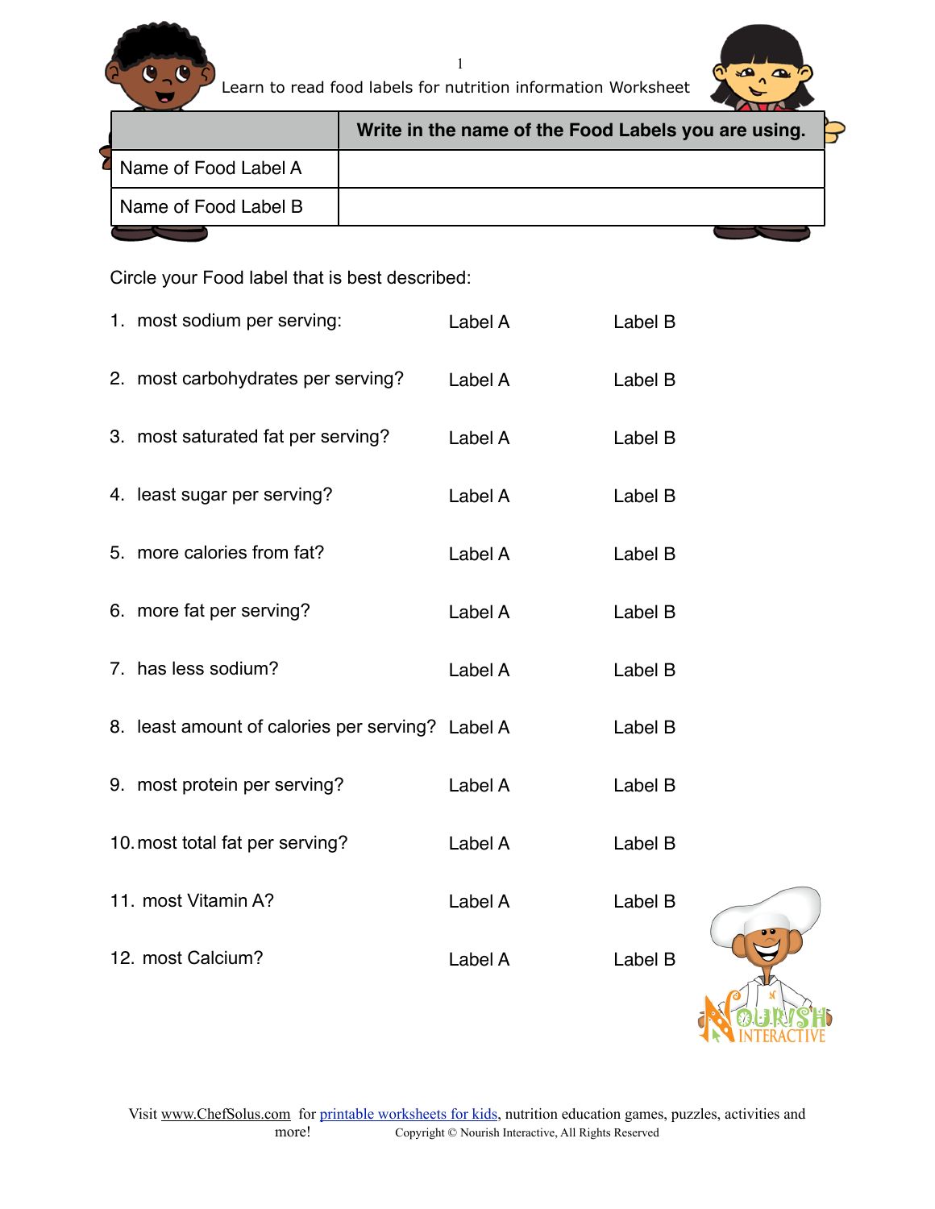Learn to read food labels for nutrition information Worksheet

| | Write in the name of the Food Labels you are using. |
|---|---|
| Name of Food Label A | |
| Name of Food Label B | |

Circle your Food label that is best described:

| | | |
|---|---|---|
| 1. most sodium per serving: | Label A | Label B |
| 2. most carbohydrates per serving? | Label A | Label B |
| 3. most saturated fat per serving? | Label A | Label B |
| 4. least sugar per serving? | Label A | Label B |
| 5. more calories from fat? | Label A | Label B |
| 6. more fat per serving? | Label A | Label B |
| 7. has less sodium? | Label A | Label B |
| 8. least amount of calories per serving? | Label A | Label B |
| 9. most protein per serving? | Label A | Label B |
| 10. most total fat per serving? | Label A | Label B |
| 11. most Vitamin A? | Label A | Label B |
| 12. most Calcium? | Label A | Label B |

Visit www.ChefSolus.com for printable worksheets for kids, nutrition education games, puzzles, activities and more!

Copyright © Nourish Interactive, All Rights Reserved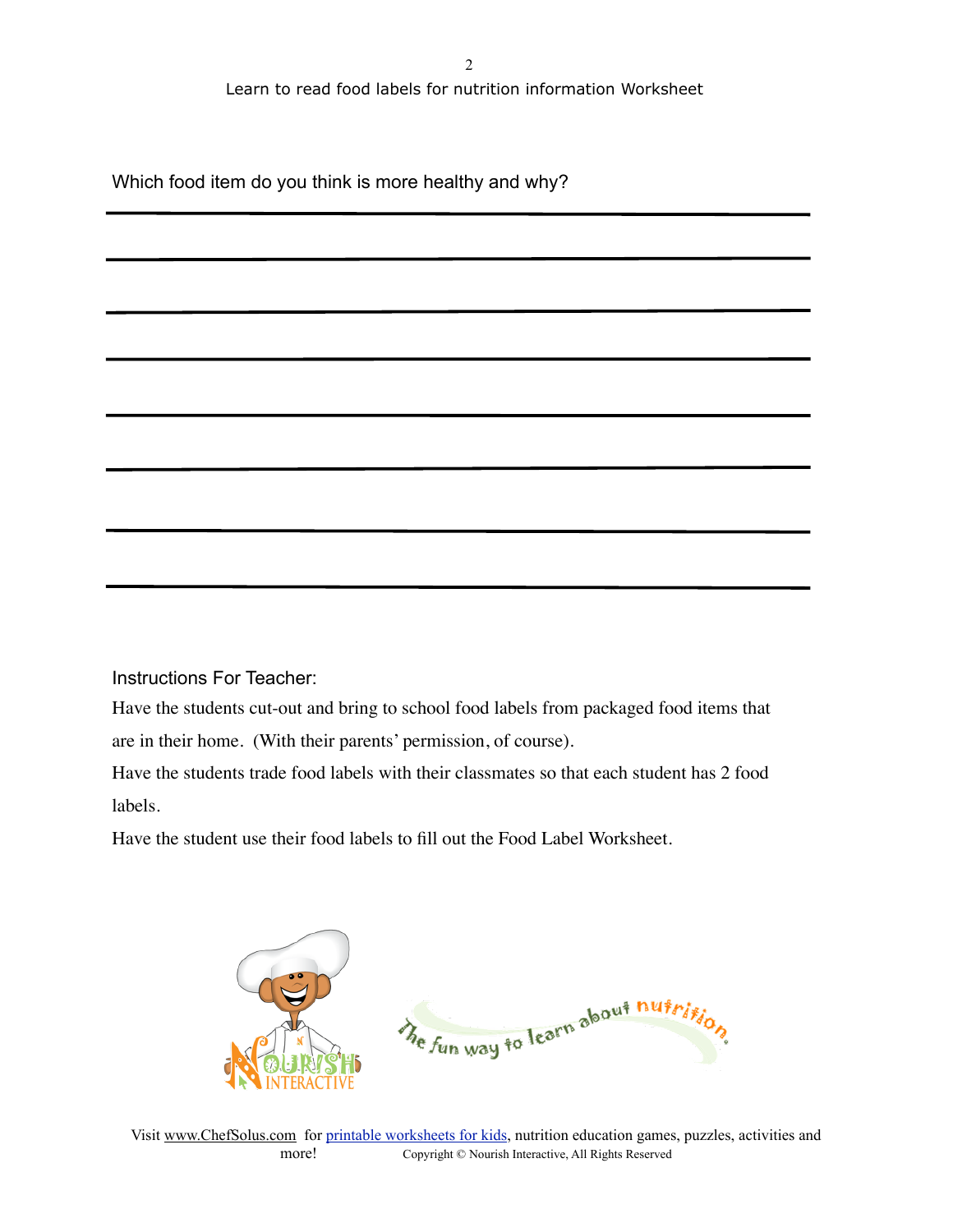Which food item do you think is more healthy and why?

Instructions For Teacher:

Have the students cut-out and bring to school food labels from packaged food items that are in their home. (With their parents' permission, of course).

Have the students trade food labels with their classmates so that each student has 2 food labels.

Have the student use their food labels to fill out the Food Label Worksheet.

Visit www.ChefSolus.com for printable worksheets for kids, nutrition education games, puzzles, activities and more!

Copyright © Nourish Interactive, All Rights Reserved